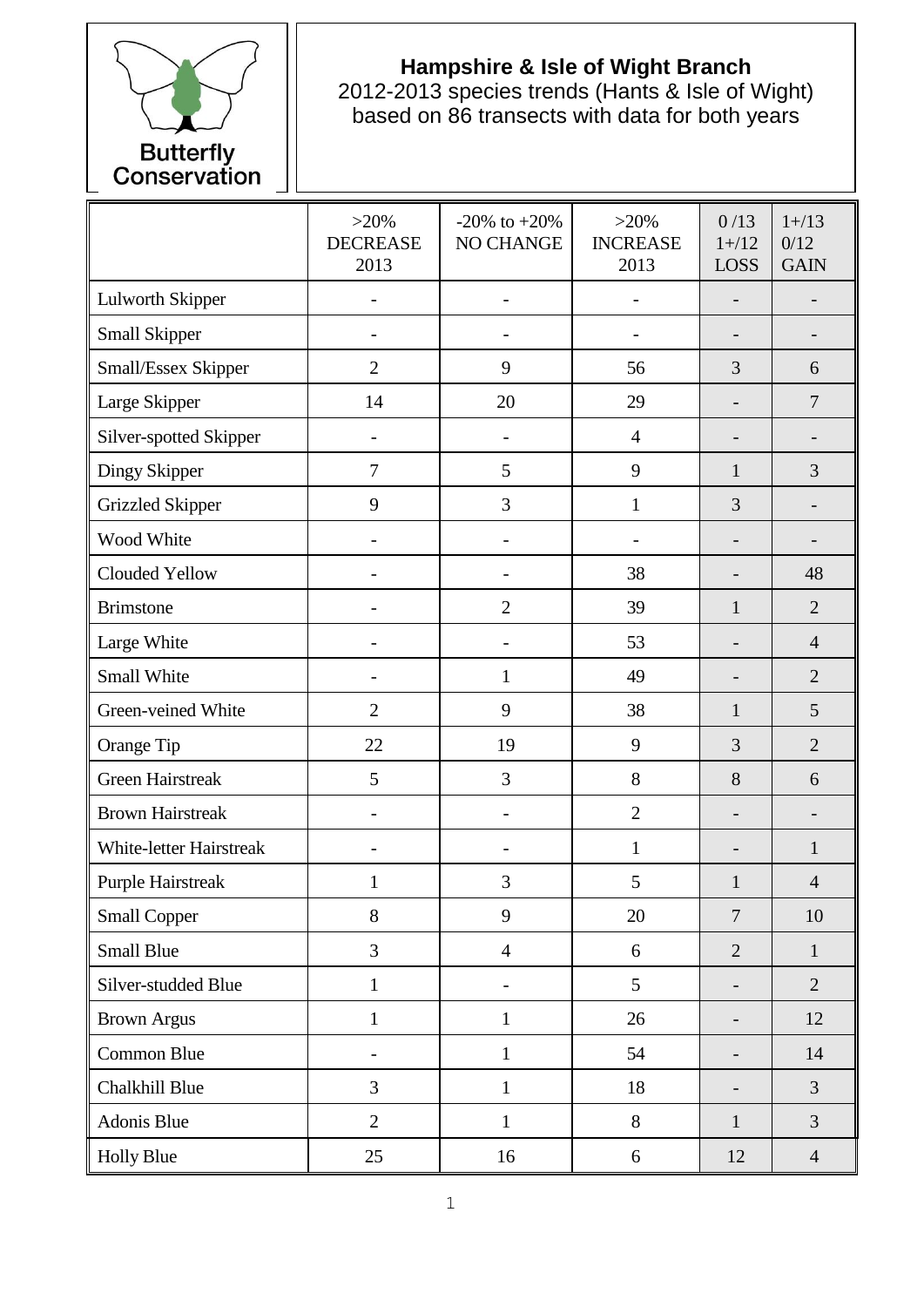Butterfly Conservation

## Hampshire & Isle of Wight Branch

2012-2013 species trends (Hants & Isle of Wight) based on 86 transects with data for both years

| | >20% DECREASE 2013 | -20% to +20% NO CHANGE | >20% INCREASE 2013 | 0 /13 1+/12 LOSS | 1+/13 0/12 GAIN |
|---|---|---|---|---|---|
| Lulworth Skipper | - | - | - | - | - |
| Small Skipper | - | - | - | - | - |
| Small/Essex Skipper | 2 | 9 | 56 | 3 | 6 |
| Large Skipper | 14 | 20 | 29 | - | 7 |
| Silver-spotted Skipper | - | - | 4 | - | - |
| Dingy Skipper | 7 | 5 | 9 | 1 | 3 |
| Grizzled Skipper | 9 | 3 | 1 | 3 | - |
| Wood White | - | - | - | - | - |
| Clouded Yellow | - | - | 38 | - | 48 |
| Brimstone | - | 2 | 39 | 1 | 2 |
| Large White | - | - | 53 | - | 4 |
| Small White | - | 1 | 49 | - | 2 |
| Green-veined White | 2 | 9 | 38 | 1 | 5 |
| Orange Tip | 22 | 19 | 9 | 3 | 2 |
| Green Hairstreak | 5 | 3 | 8 | 8 | 6 |
| Brown Hairstreak | - | - | 2 | - | - |
| White-letter Hairstreak | - | - | 1 | - | 1 |
| Purple Hairstreak | 1 | 3 | 5 | 1 | 4 |
| Small Copper | 8 | 9 | 20 | 7 | 10 |
| Small Blue | 3 | 4 | 6 | 2 | 1 |
| Silver-studded Blue | 1 | - | 5 | - | 2 |
| Brown Argus | 1 | 1 | 26 | - | 12 |
| Common Blue | - | 1 | 54 | - | 14 |
| Chalkhill Blue | 3 | 1 | 18 | - | 3 |
| Adonis Blue | 2 | 1 | 8 | 1 | 3 |
| Holly Blue | 25 | 16 | 6 | 12 | 4 |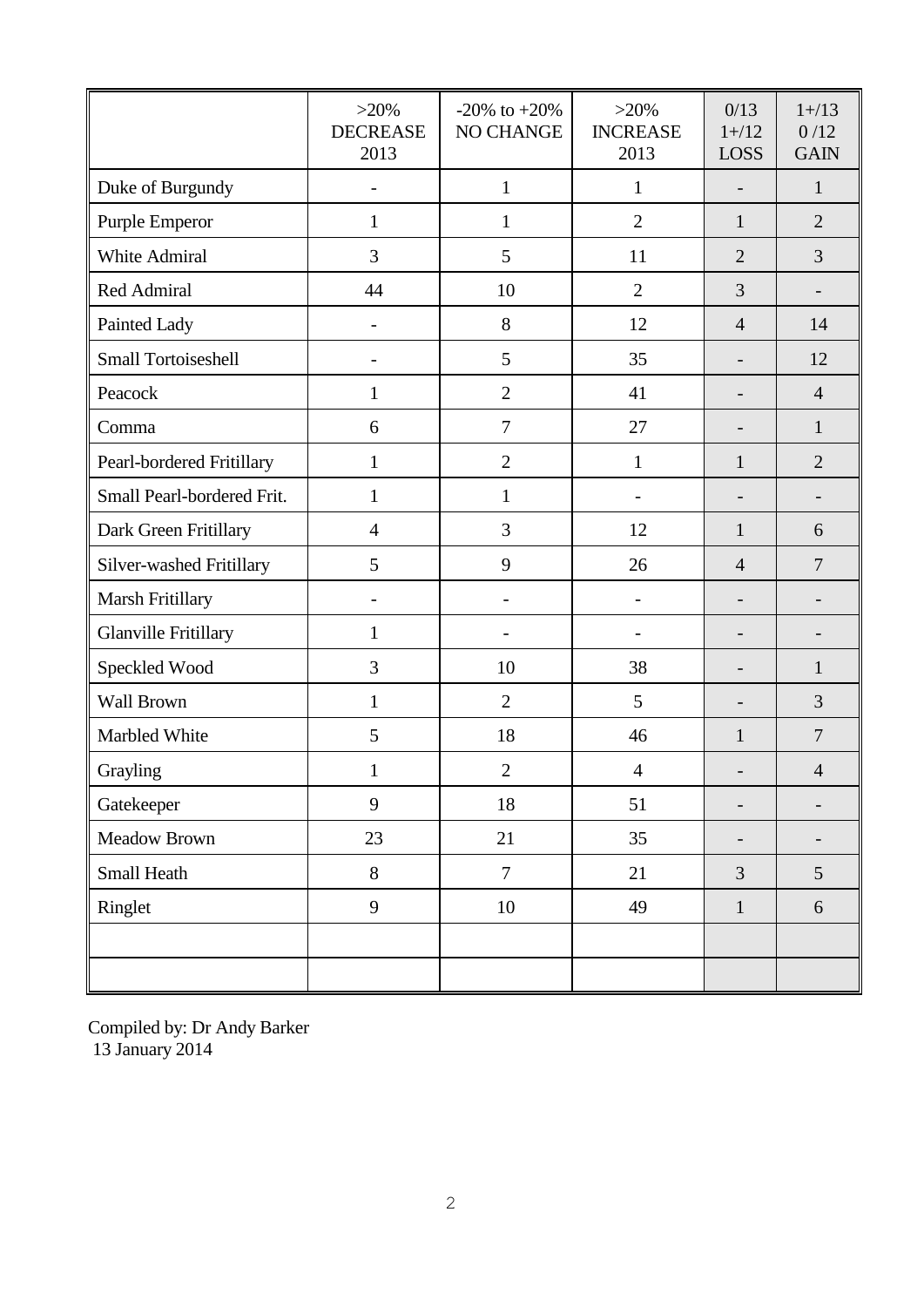| | >20% DECREASE 2013 | -20% to +20% NO CHANGE | >20% INCREASE 2013 | 0/13 1+/12 LOSS | 1+/13 0 /12 GAIN |
|---|---|---|---|---|---|
| Duke of Burgundy | - | 1 | 1 | - | 1 |
| Purple Emperor | 1 | 1 | 2 | 1 | 2 |
| White Admiral | 3 | 5 | 11 | 2 | 3 |
| Red Admiral | 44 | 10 | 2 | 3 | - |
| Painted Lady | - | 8 | 12 | 4 | 14 |
| Small Tortoiseshell | - | 5 | 35 | - | 12 |
| Peacock | 1 | 2 | 41 | - | 4 |
| Comma | 6 | 7 | 27 | - | 1 |
| Pearl-bordered Fritillary | 1 | 2 | 1 | 1 | 2 |
| Small Pearl-bordered Frit. | 1 | 1 | - | - | - |
| Dark Green Fritillary | 4 | 3 | 12 | 1 | 6 |
| Silver-washed Fritillary | 5 | 9 | 26 | 4 | 7 |
| Marsh Fritillary | - | - | - | - | - |
| Glanville Fritillary | 1 | - | - | - | - |
| Speckled Wood | 3 | 10 | 38 | - | 1 |
| Wall Brown | 1 | 2 | 5 | - | 3 |
| Marbled White | 5 | 18 | 46 | 1 | 7 |
| Grayling | 1 | 2 | 4 | - | 4 |
| Gatekeeper | 9 | 18 | 51 | - | - |
| Meadow Brown | 23 | 21 | 35 | - | - |
| Small Heath | 8 | 7 | 21 | 3 | 5 |
| Ringlet | 9 | 10 | 49 | 1 | 6 |
| | | | | | |
| | | | | | |

Compiled by: Dr Andy Barker
13 January 2014